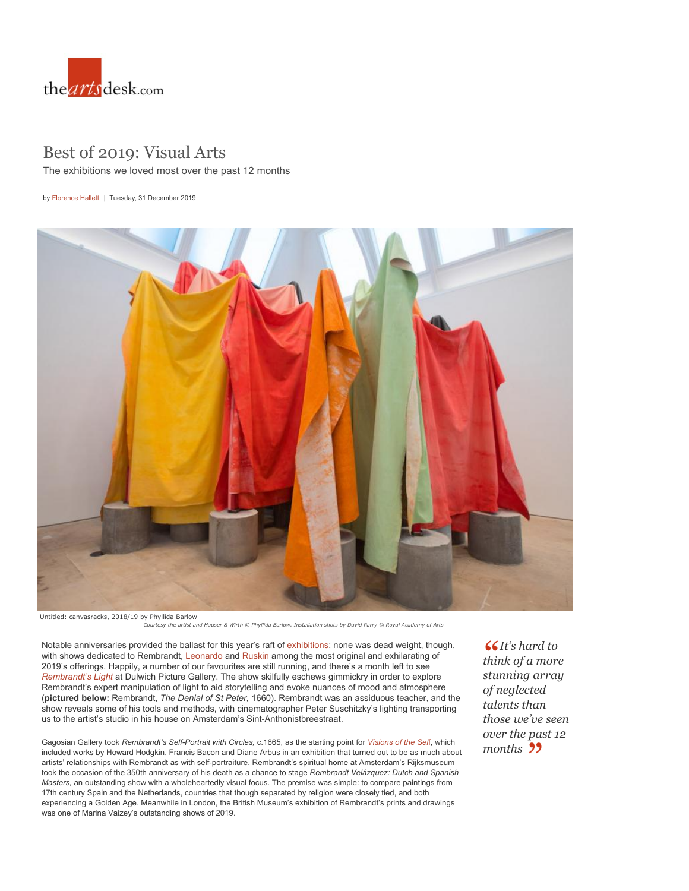# Best of 2019: Visual Arts

The exhibitions we loved most over the past 12 months

by Florence Hallett | Tuesday, 31 December 2019

Untitled: canvasracks, 2018/19 by Phyllida Barlow

*Courtesy the artist and Hauser & Wirth © Phyllida Barlow. Installation shots by David Parry © Royal Academy of Arts*

> *It's hard to think of a more stunning array of neglected talents than those we've seen over the past 12 months*

Notable anniversaries provided the ballast for this year's raft of exhibitions; none was dead weight, though, with shows dedicated to Rembrandt, Leonardo and Ruskin among the most original and exhilarating of 2019's offerings. Happily, a number of our favourites are still running, and there's a month left to see *Rembrandt's Light* at Dulwich Picture Gallery. The show skilfully eschews gimmickry in order to explore Rembrandt's expert manipulation of light to aid storytelling and evoke nuances of mood and atmosphere (**pictured below:** Rembrandt, *The Denial of St Peter,* 1660). Rembrandt was an assiduous teacher, and the show reveals some of his tools and methods, with cinematographer Peter Suschitzky's lighting transporting us to the artist's studio in his house on Amsterdam's Sint-Anthonistbreestraat.

Gagosian Gallery took *Rembrandt's Self-Portrait with Circles,* c.1665, as the starting point for *Visions of the Self*, which included works by Howard Hodgkin, Francis Bacon and Diane Arbus in an exhibition that turned out to be as much about artists' relationships with Rembrandt as with self-portraiture. Rembrandt's spiritual home at Amsterdam's Rijksmuseum took the occasion of the 350th anniversary of his death as a chance to stage *Rembrandt Velázquez: Dutch and Spanish Masters,* an outstanding show with a wholeheartedly visual focus. The premise was simple: to compare paintings from 17th century Spain and the Netherlands, countries that though separated by religion were closely tied, and both experiencing a Golden Age. Meanwhile in London, the British Museum's exhibition of Rembrandt's prints and drawings was one of Marina Vaizey's outstanding shows of 2019.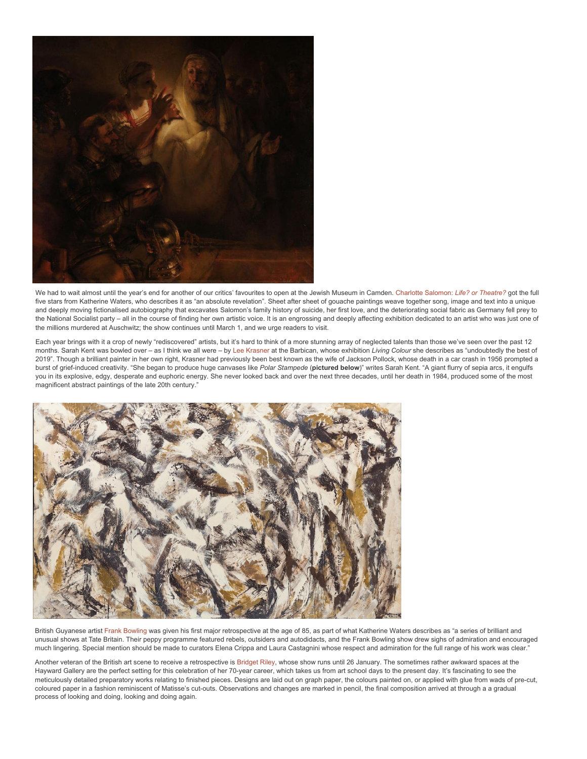We had to wait almost until the year's end for another of our critics' favourites to open at the Jewish Museum in Camden. Charlotte Salomon: *Life? or Theatre?* got the full five stars from Katherine Waters, who describes it as "an absolute revelation". Sheet after sheet of gouache paintings weave together song, image and text into a unique and deeply moving fictionalised autobiography that excavates Salomon's family history of suicide, her first love, and the deteriorating social fabric as Germany fell prey to the National Socialist party – all in the course of finding her own artistic voice. It is an engrossing and deeply affecting exhibition dedicated to an artist who was just one of the millions murdered at Auschwitz; the show continues until March 1, and we urge readers to visit.

Each year brings with it a crop of newly "rediscovered" artists, but it's hard to think of a more stunning array of neglected talents than those we've seen over the past 12 months. Sarah Kent was bowled over – as I think we all were – by Lee Krasner at the Barbican, whose exhibition *Living Colour* she describes as "undoubtedly the best of 2019". Though a brilliant painter in her own right, Krasner had previously been best known as the wife of Jackson Pollock, whose death in a car crash in 1956 prompted a burst of grief-induced creativity. "She began to produce huge canvases like *Polar Stampede* (**pictured below**)" writes Sarah Kent. "A giant flurry of sepia arcs, it engulfs you in its explosive, edgy, desperate and euphoric energy. She never looked back and over the next three decades, until her death in 1984, produced some of the most magnificent abstract paintings of the late 20th century."

British Guyanese artist Frank Bowling was given his first major retrospective at the age of 85, as part of what Katherine Waters describes as "a series of brilliant and unusual shows at Tate Britain. Their peppy programme featured rebels, outsiders and autodidacts, and the Frank Bowling show drew sighs of admiration and encouraged much lingering. Special mention should be made to curators Elena Crippa and Laura Castagnini whose respect and admiration for the full range of his work was clear."

Another veteran of the British art scene to receive a retrospective is Bridget Riley, whose show runs until 26 January. The sometimes rather awkward spaces at the Hayward Gallery are the perfect setting for this celebration of her 70-year career, which takes us from art school days to the present day. It's fascinating to see the meticulously detailed preparatory works relating to finished pieces. Designs are laid out on graph paper, the colours painted on, or applied with glue from wads of pre-cut, coloured paper in a fashion reminiscent of Matisse's cut-outs. Observations and changes are marked in pencil, the final composition arrived at through a a gradual process of looking and doing, looking and doing again.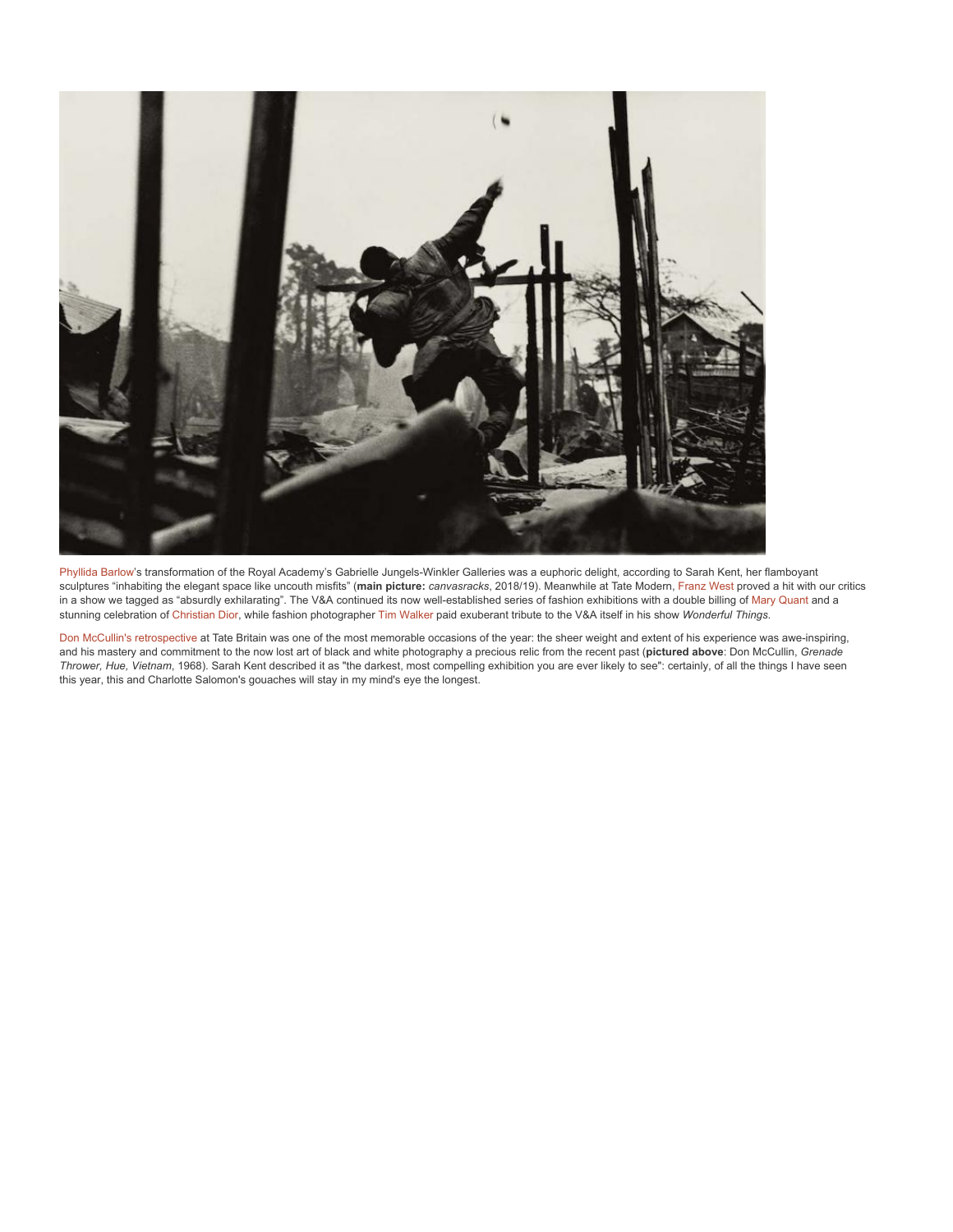Phyllida Barlow's transformation of the Royal Academy's Gabrielle Jungels-Winkler Galleries was a euphoric delight, according to Sarah Kent, her flamboyant sculptures "inhabiting the elegant space like uncouth misfits" (**main picture:** *canvasracks*, 2018/19). Meanwhile at Tate Modern, Franz West proved a hit with our critics in a show we tagged as "absurdly exhilarating". The V&A continued its now well-established series of fashion exhibitions with a double billing of Mary Quant and a stunning celebration of Christian Dior, while fashion photographer Tim Walker paid exuberant tribute to the V&A itself in his show *Wonderful Things*.

Don McCullin's retrospective at Tate Britain was one of the most memorable occasions of the year: the sheer weight and extent of his experience was awe-inspiring, and his mastery and commitment to the now lost art of black and white photography a precious relic from the recent past (**pictured above**: Don McCullin, *Grenade Thrower, Hue, Vietnam*, 1968). Sarah Kent described it as "the darkest, most compelling exhibition you are ever likely to see": certainly, of all the things I have seen this year, this and Charlotte Salomon's gouaches will stay in my mind's eye the longest.